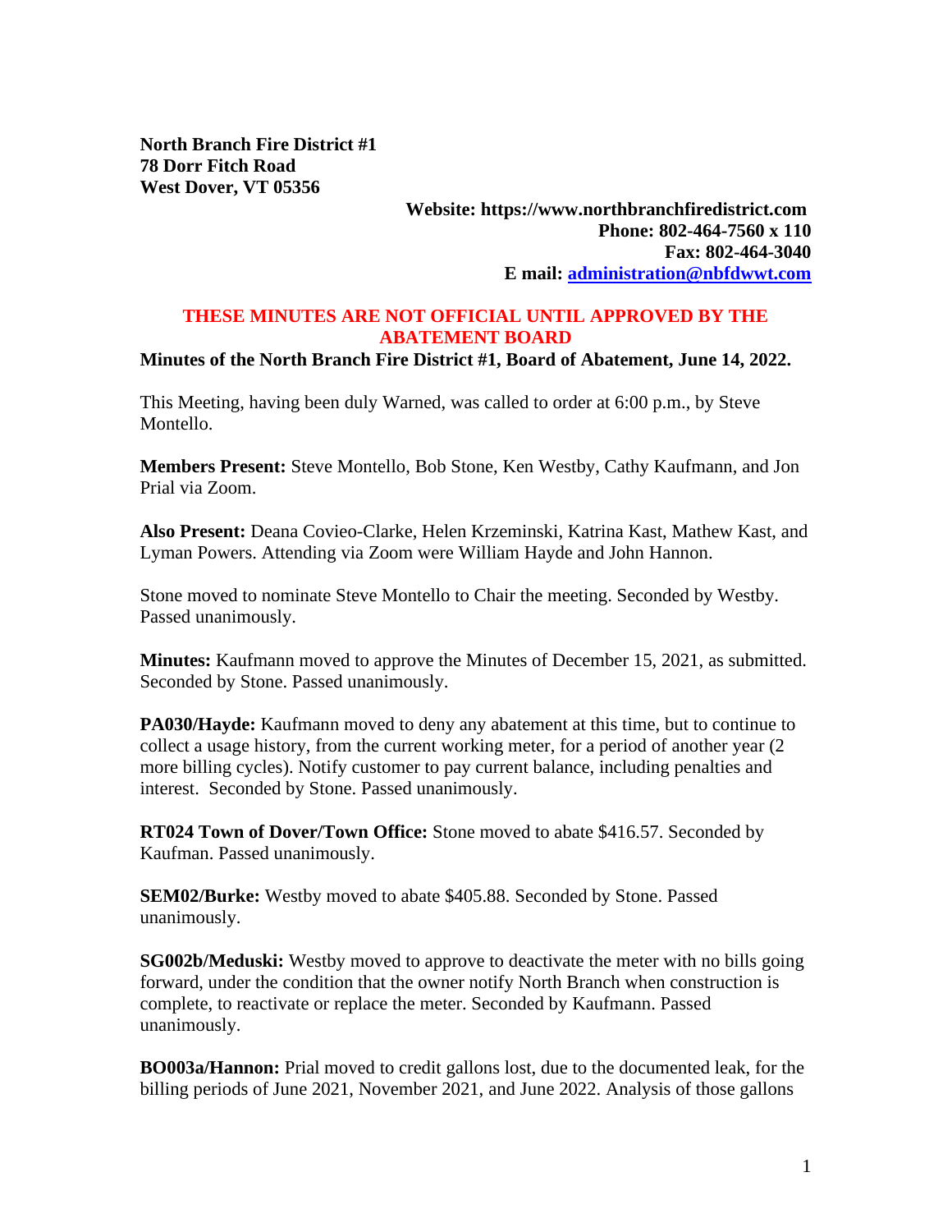**North Branch Fire District #1**
**78 Dorr Fitch Road**
**West Dover, VT 05356**

**Website: https://www.northbranchfiredistrict.com**
**Phone: 802-464-7560 x 110**
**Fax: 802-464-3040**
**E mail: [administration@nbfdwwt.com](mailto:administration@nbfdwwt.com)**

**THESE MINUTES ARE NOT OFFICIAL UNTIL APPROVED BY THE ABATEMENT BOARD**

**Minutes of the North Branch Fire District #1, Board of Abatement, June 14, 2022.**

This Meeting, having been duly Warned, was called to order at 6:00 p.m., by Steve Montello.

**Members Present:** Steve Montello, Bob Stone, Ken Westby, Cathy Kaufmann, and Jon Prial via Zoom.

**Also Present:** Deana Covieo-Clarke, Helen Krzeminski, Katrina Kast, Mathew Kast, and Lyman Powers. Attending via Zoom were William Hayde and John Hannon.

Stone moved to nominate Steve Montello to Chair the meeting. Seconded by Westby. Passed unanimously.

**Minutes:** Kaufmann moved to approve the Minutes of December 15, 2021, as submitted. Seconded by Stone. Passed unanimously.

**PA030/Hayde:** Kaufmann moved to deny any abatement at this time, but to continue to collect a usage history, from the current working meter, for a period of another year (2 more billing cycles). Notify customer to pay current balance, including penalties and interest. Seconded by Stone. Passed unanimously.

**RT024 Town of Dover/Town Office:** Stone moved to abate $416.57. Seconded by Kaufman. Passed unanimously.

**SEM02/Burke:** Westby moved to abate $405.88. Seconded by Stone. Passed unanimously.

**SG002b/Meduski:** Westby moved to approve to deactivate the meter with no bills going forward, under the condition that the owner notify North Branch when construction is complete, to reactivate or replace the meter. Seconded by Kaufmann. Passed unanimously.

**BO003a/Hannon:** Prial moved to credit gallons lost, due to the documented leak, for the billing periods of June 2021, November 2021, and June 2022. Analysis of those gallons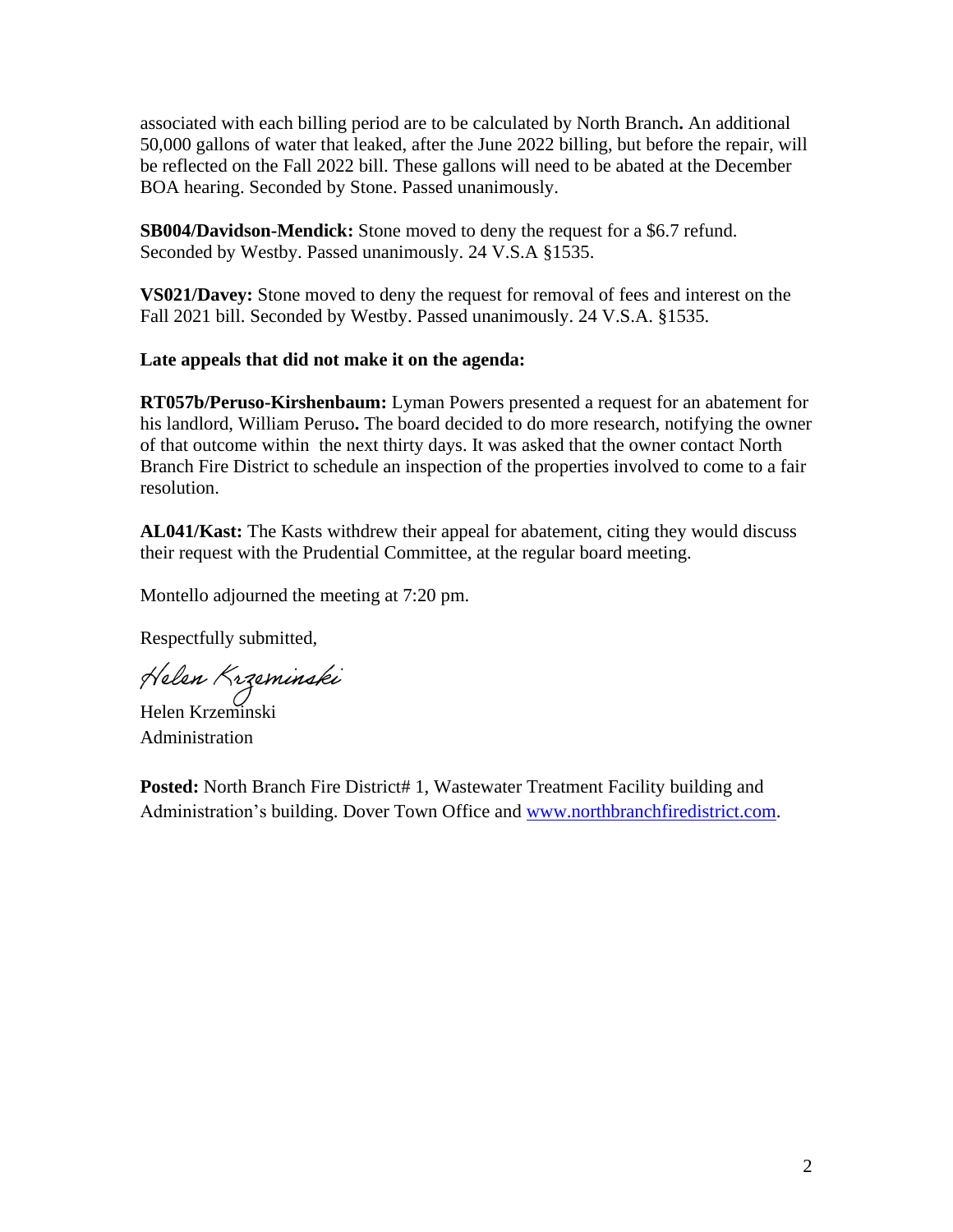associated with each billing period are to be calculated by North Branch**.** An additional 50,000 gallons of water that leaked, after the June 2022 billing, but before the repair, will be reflected on the Fall 2022 bill. These gallons will need to be abated at the December BOA hearing. Seconded by Stone. Passed unanimously.

**SB004/Davidson-Mendick:** Stone moved to deny the request for a $6.7 refund. Seconded by Westby. Passed unanimously. 24 V.S.A §1535.

**VS021/Davey:** Stone moved to deny the request for removal of fees and interest on the Fall 2021 bill. Seconded by Westby. Passed unanimously. 24 V.S.A. §1535.

**Late appeals that did not make it on the agenda:**

**RT057b/Peruso-Kirshenbaum:** Lyman Powers presented a request for an abatement for his landlord, William Peruso**.** The board decided to do more research, notifying the owner of that outcome within the next thirty days. It was asked that the owner contact North Branch Fire District to schedule an inspection of the properties involved to come to a fair resolution.

**AL041/Kast:** The Kasts withdrew their appeal for abatement, citing they would discuss their request with the Prudential Committee, at the regular board meeting.

Montello adjourned the meeting at 7:20 pm.

Respectfully submitted,

Helen Krzeminski

Helen Krzeminski
Administration

**Posted:** North Branch Fire District# 1, Wastewater Treatment Facility building and Administration's building. Dover Town Office and www.northbranchfiredistrict.com.